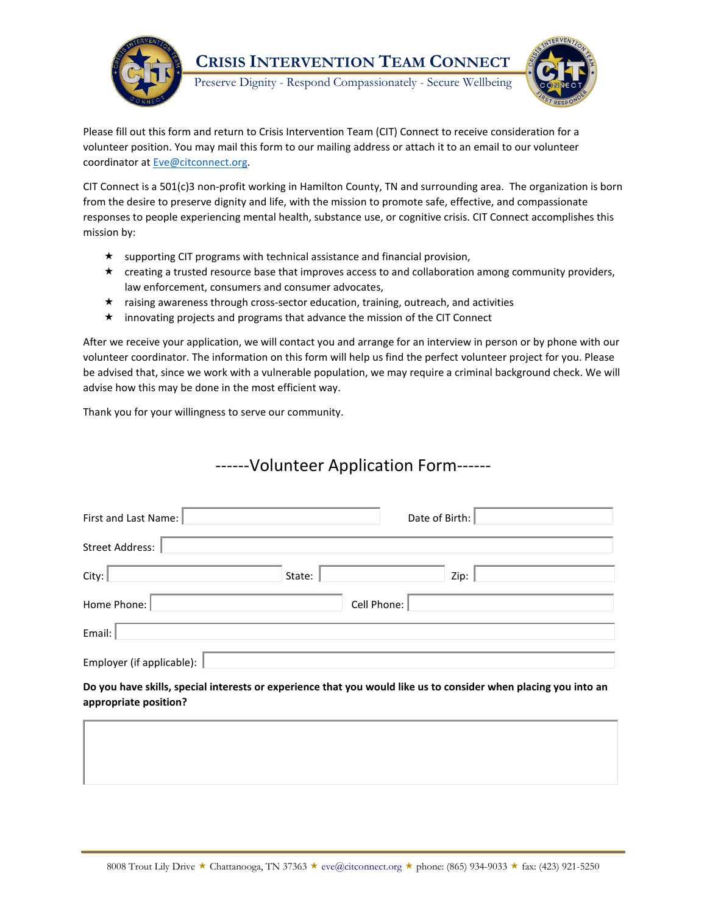# Crisis Intervention Team Connect

Preserve Dignity - Respond Compassionately - Secure Wellbeing

Please fill out this form and return to Crisis Intervention Team (CIT) Connect to receive consideration for a volunteer position. You may mail this form to our mailing address or attach it to an email to our volunteer coordinator at Eve@citconnect.org.

CIT Connect is a 501(c)3 non-profit working in Hamilton County, TN and surrounding area. The organization is born from the desire to preserve dignity and life, with the mission to promote safe, effective, and compassionate responses to people experiencing mental health, substance use, or cognitive crisis. CIT Connect accomplishes this mission by:

- supporting CIT programs with technical assistance and financial provision,
- creating a trusted resource base that improves access to and collaboration among community providers, law enforcement, consumers and consumer advocates,
- raising awareness through cross-sector education, training, outreach, and activities
- innovating projects and programs that advance the mission of the CIT Connect

After we receive your application, we will contact you and arrange for an interview in person or by phone with our volunteer coordinator. The information on this form will help us find the perfect volunteer project for you. Please be advised that, since we work with a vulnerable population, we may require a criminal background check. We will advise how this may be done in the most efficient way.

Thank you for your willingness to serve our community.

## ------Volunteer Application Form------

First and Last Name: ____________ Date of Birth: ____________

Street Address: ____________

City: ____________ State: ____________ Zip: ____________

Home Phone: ____________ Cell Phone: ____________

Email: ____________

Employer (if applicable): ____________

**Do you have skills, special interests or experience that you would like us to consider when placing you into an appropriate position?**

____________

8008 Trout Lily Drive ★ Chattanooga, TN 37363 ★ eve@citconnect.org ★ phone: (865) 934-9033 ★ fax: (423) 921-5250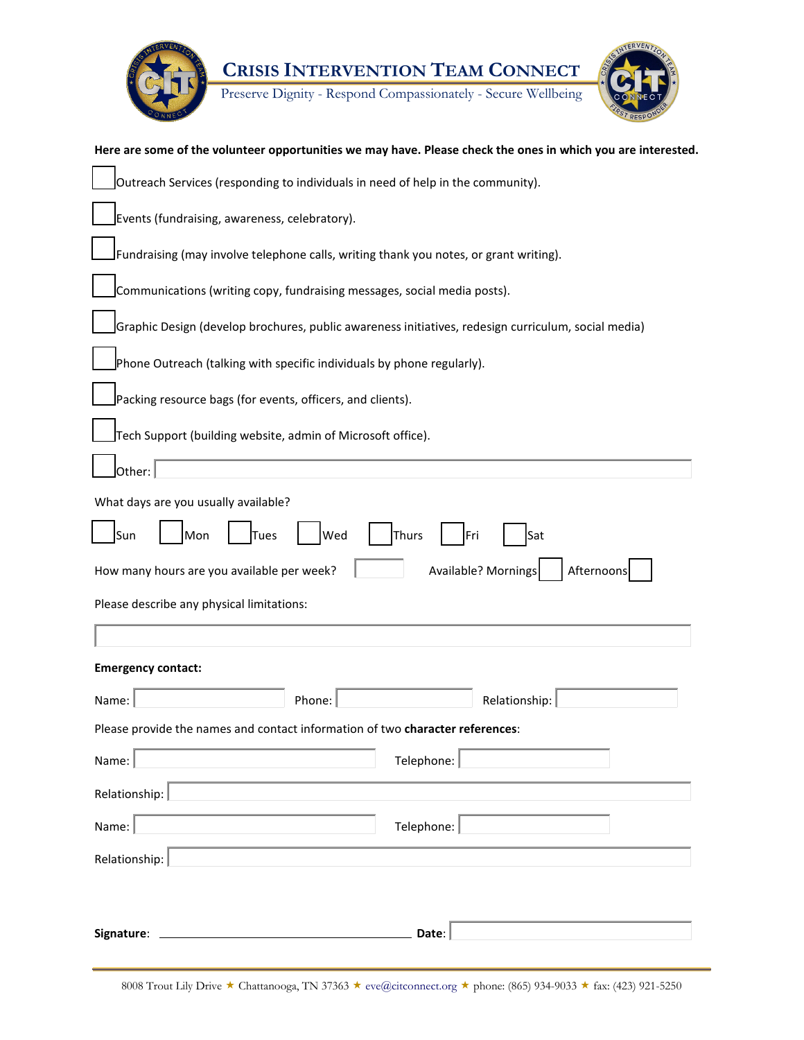# Crisis Intervention Team Connect

Preserve Dignity - Respond Compassionately - Secure Wellbeing

**Here are some of the volunteer opportunities we may have. Please check the ones in which you are interested.**

☐ Outreach Services (responding to individuals in need of help in the community).

☐ Events (fundraising, awareness, celebratory).

☐ Fundraising (may involve telephone calls, writing thank you notes, or grant writing).

☐ Communications (writing copy, fundraising messages, social media posts).

☐ Graphic Design (develop brochures, public awareness initiatives, redesign curriculum, social media)

☐ Phone Outreach (talking with specific individuals by phone regularly).

☐ Packing resource bags (for events, officers, and clients).

☐ Tech Support (building website, admin of Microsoft office).

☐ Other: ______________________

What days are you usually available?

☐ Sun ☐ Mon ☐ Tues ☐ Wed ☐ Thurs ☐ Fri ☐ Sat

How many hours are you available per week? ________ Available? Mornings ☐ Afternoons ☐

Please describe any physical limitations:

______________________

**Emergency contact:**

Name: ______________ Phone: ______________ Relationship: ______________

Please provide the names and contact information of two **character references**:

Name: ______________ Telephone: ______________

Relationship: ______________

Name: ______________ Telephone: ______________

Relationship: ______________

**Signature**: ______________________ **Date**: ______________

8008 Trout Lily Drive ★ Chattanooga, TN 37363 ★ eve@citconnect.org ★ phone: (865) 934-9033 ★ fax: (423) 921-5250